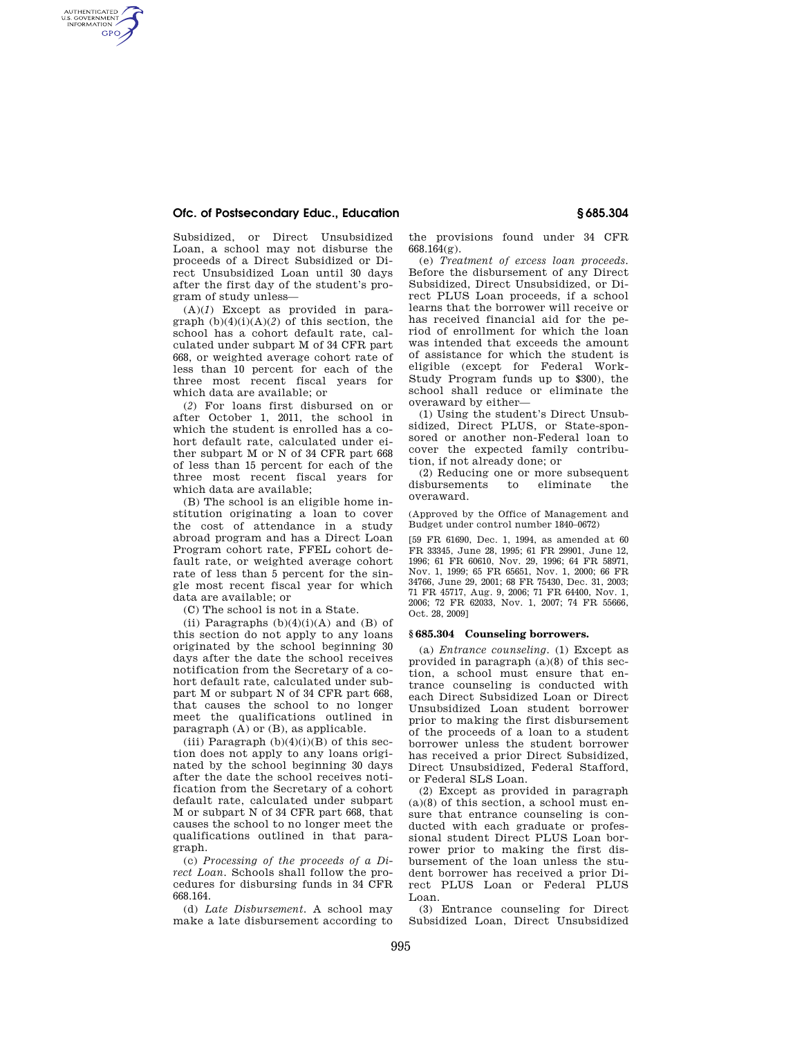Subsidized, or Direct Unsubsidized Loan, a school may not disburse the proceeds of a Direct Subsidized or Direct Unsubsidized Loan until 30 days after the first day of the student's program of study unless—

(A)(*1*) Except as provided in paragraph (b)(4)(i)(A)(*2*) of this section, the school has a cohort default rate, calculated under subpart M of 34 CFR part 668, or weighted average cohort rate of less than 10 percent for each of the three most recent fiscal years for which data are available; or

(*2*) For loans first disbursed on or after October 1, 2011, the school in which the student is enrolled has a cohort default rate, calculated under either subpart M or N of 34 CFR part 668 of less than 15 percent for each of the three most recent fiscal years for which data are available;

(B) The school is an eligible home institution originating a loan to cover the cost of attendance in a study abroad program and has a Direct Loan Program cohort rate, FFEL cohort default rate, or weighted average cohort rate of less than 5 percent for the single most recent fiscal year for which data are available; or

(C) The school is not in a State.

(ii) Paragraphs (b)(4)(i)(A) and (B) of this section do not apply to any loans originated by the school beginning 30 days after the date the school receives notification from the Secretary of a cohort default rate, calculated under subpart M or subpart N of 34 CFR part 668, that causes the school to no longer meet the qualifications outlined in paragraph (A) or (B), as applicable.

(iii) Paragraph (b)(4)(i)(B) of this section does not apply to any loans originated by the school beginning 30 days after the date the school receives notification from the Secretary of a cohort default rate, calculated under subpart M or subpart N of 34 CFR part 668, that causes the school to no longer meet the qualifications outlined in that paragraph.

(c) *Processing of the proceeds of a Direct Loan.* Schools shall follow the procedures for disbursing funds in 34 CFR 668.164.

(d) *Late Disbursement.* A school may make a late disbursement according to the provisions found under 34 CFR 668.164(g).

(e) *Treatment of excess loan proceeds.* Before the disbursement of any Direct Subsidized, Direct Unsubsidized, or Direct PLUS Loan proceeds, if a school learns that the borrower will receive or has received financial aid for the period of enrollment for which the loan was intended that exceeds the amount of assistance for which the student is eligible (except for Federal Work-Study Program funds up to $300), the school shall reduce or eliminate the overaward by either—

(1) Using the student's Direct Unsubsidized, Direct PLUS, or State-sponsored or another non-Federal loan to cover the expected family contribution, if not already done; or

(2) Reducing one or more subsequent disbursements to eliminate the overaward.

(Approved by the Office of Management and Budget under control number 1840–0672)

[59 FR 61690, Dec. 1, 1994, as amended at 60 FR 33345, June 28, 1995; 61 FR 29901, June 12, 1996; 61 FR 60610, Nov. 29, 1996; 64 FR 58971, Nov. 1, 1999; 65 FR 65651, Nov. 1, 2000; 66 FR 34766, June 29, 2001; 68 FR 75430, Dec. 31, 2003; 71 FR 45717, Aug. 9, 2006; 71 FR 64400, Nov. 1, 2006; 72 FR 62033, Nov. 1, 2007; 74 FR 55666, Oct. 28, 2009]

## § 685.304 Counseling borrowers.

(a) *Entrance counseling.* (1) Except as provided in paragraph (a)(8) of this section, a school must ensure that entrance counseling is conducted with each Direct Subsidized Loan or Direct Unsubsidized Loan student borrower prior to making the first disbursement of the proceeds of a loan to a student borrower unless the student borrower has received a prior Direct Subsidized, Direct Unsubsidized, Federal Stafford, or Federal SLS Loan.

(2) Except as provided in paragraph (a)(8) of this section, a school must ensure that entrance counseling is conducted with each graduate or professional student Direct PLUS Loan borrower prior to making the first disbursement of the loan unless the student borrower has received a prior Direct PLUS Loan or Federal PLUS Loan.

(3) Entrance counseling for Direct Subsidized Loan, Direct Unsubsidized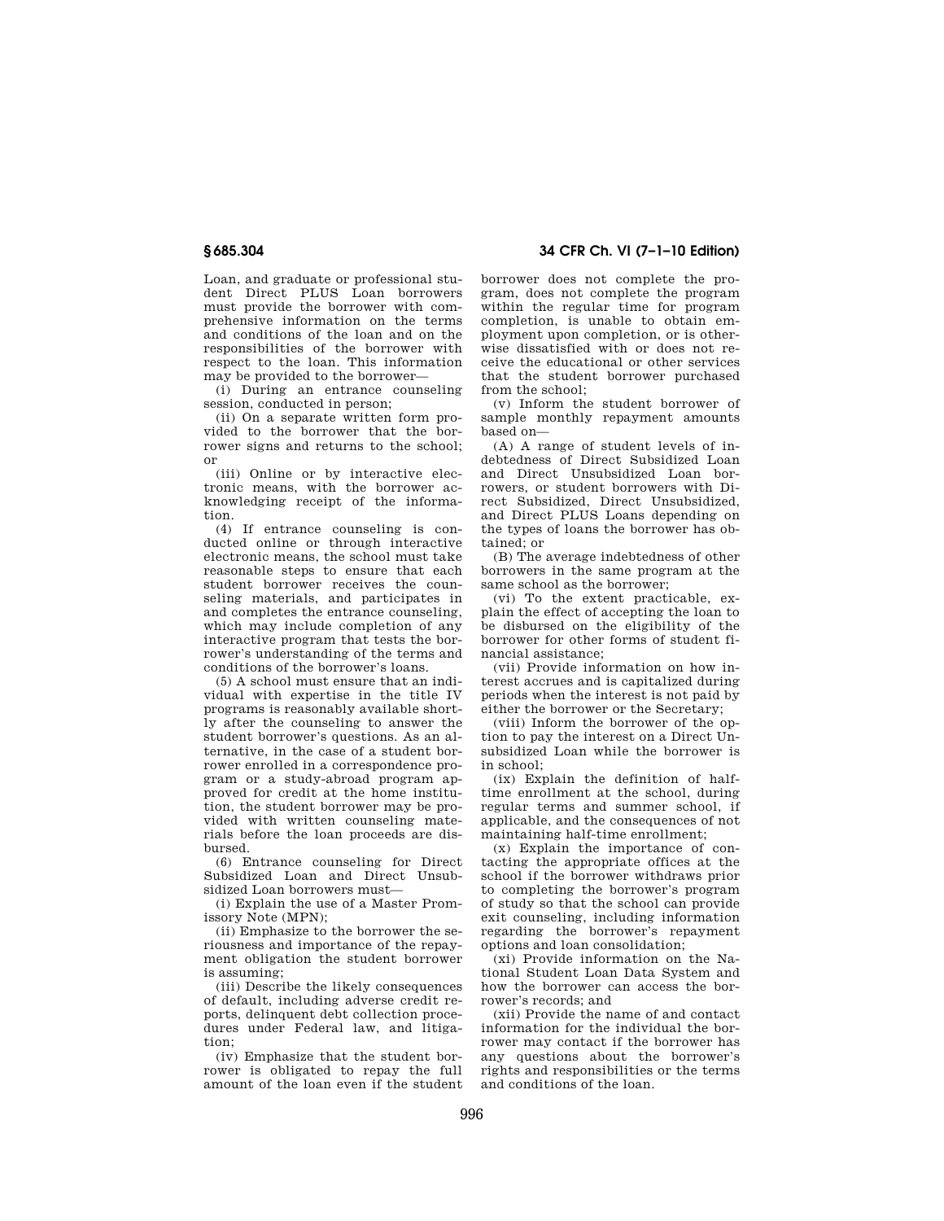Loan, and graduate or professional student Direct PLUS Loan borrowers must provide the borrower with comprehensive information on the terms and conditions of the loan and on the responsibilities of the borrower with respect to the loan. This information may be provided to the borrower—

(i) During an entrance counseling session, conducted in person;

(ii) On a separate written form provided to the borrower that the borrower signs and returns to the school; or

(iii) Online or by interactive electronic means, with the borrower acknowledging receipt of the information.

(4) If entrance counseling is conducted online or through interactive electronic means, the school must take reasonable steps to ensure that each student borrower receives the counseling materials, and participates in and completes the entrance counseling, which may include completion of any interactive program that tests the borrower's understanding of the terms and conditions of the borrower's loans.

(5) A school must ensure that an individual with expertise in the title IV programs is reasonably available shortly after the counseling to answer the student borrower's questions. As an alternative, in the case of a student borrower enrolled in a correspondence program or a study-abroad program approved for credit at the home institution, the student borrower may be provided with written counseling materials before the loan proceeds are disbursed.

(6) Entrance counseling for Direct Subsidized Loan and Direct Unsubsidized Loan borrowers must—

(i) Explain the use of a Master Promissory Note (MPN);

(ii) Emphasize to the borrower the seriousness and importance of the repayment obligation the student borrower is assuming;

(iii) Describe the likely consequences of default, including adverse credit reports, delinquent debt collection procedures under Federal law, and litigation;

(iv) Emphasize that the student borrower is obligated to repay the full amount of the loan even if the student borrower does not complete the program, does not complete the program within the regular time for program completion, is unable to obtain employment upon completion, or is otherwise dissatisfied with or does not receive the educational or other services that the student borrower purchased from the school;

(v) Inform the student borrower of sample monthly repayment amounts based on—

(A) A range of student levels of indebtedness of Direct Subsidized Loan and Direct Unsubsidized Loan borrowers, or student borrowers with Direct Subsidized, Direct Unsubsidized, and Direct PLUS Loans depending on the types of loans the borrower has obtained; or

(B) The average indebtedness of other borrowers in the same program at the same school as the borrower;

(vi) To the extent practicable, explain the effect of accepting the loan to be disbursed on the eligibility of the borrower for other forms of student financial assistance;

(vii) Provide information on how interest accrues and is capitalized during periods when the interest is not paid by either the borrower or the Secretary;

(viii) Inform the borrower of the option to pay the interest on a Direct Unsubsidized Loan while the borrower is in school;

(ix) Explain the definition of half-time enrollment at the school, during regular terms and summer school, if applicable, and the consequences of not maintaining half-time enrollment;

(x) Explain the importance of contacting the appropriate offices at the school if the borrower withdraws prior to completing the borrower's program of study so that the school can provide exit counseling, including information regarding the borrower's repayment options and loan consolidation;

(xi) Provide information on the National Student Loan Data System and how the borrower can access the borrower's records; and

(xii) Provide the name of and contact information for the individual the borrower may contact if the borrower has any questions about the borrower's rights and responsibilities or the terms and conditions of the loan.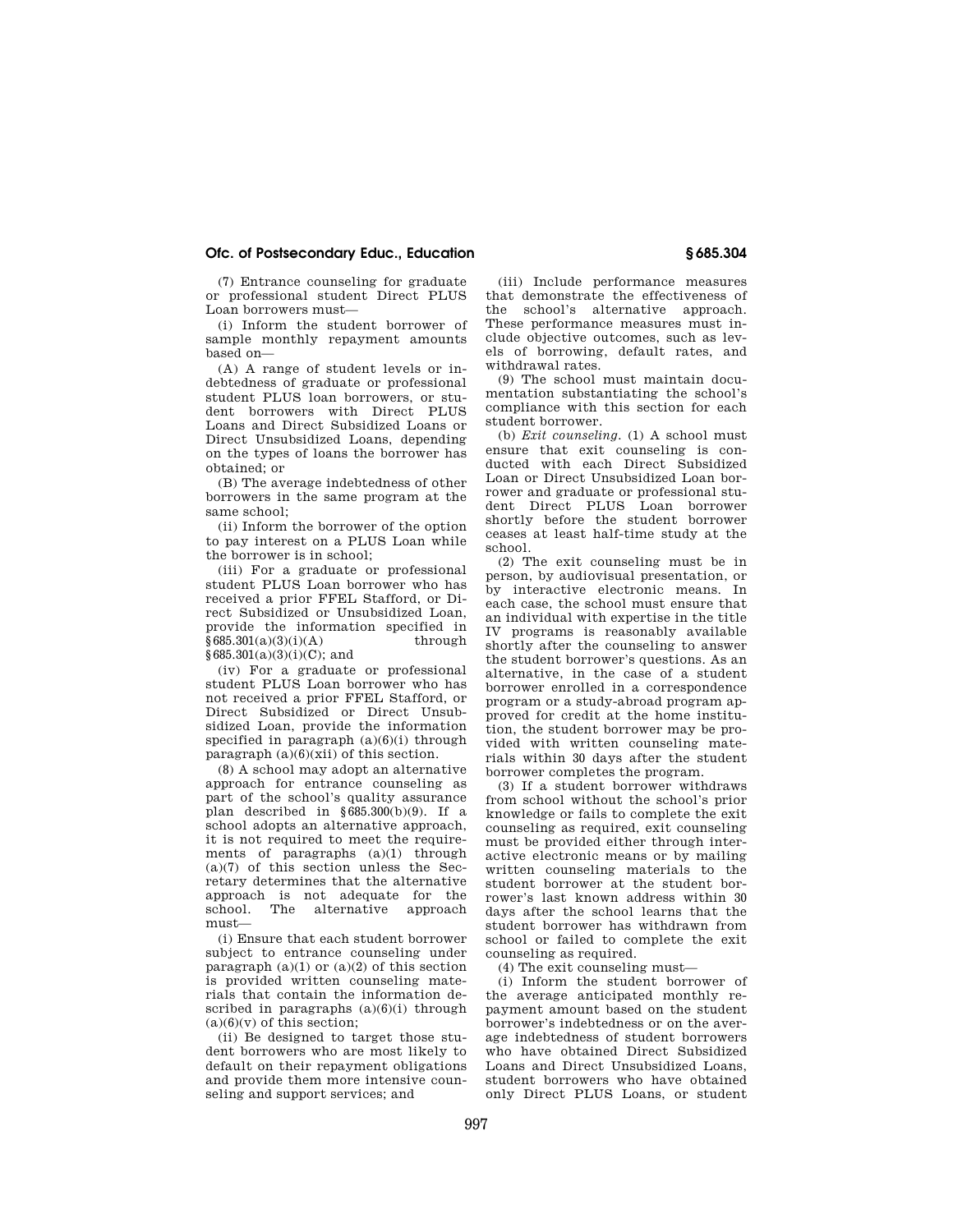(7) Entrance counseling for graduate or professional student Direct PLUS Loan borrowers must—

(i) Inform the student borrower of sample monthly repayment amounts based on—

(A) A range of student levels or indebtedness of graduate or professional student PLUS loan borrowers, or student borrowers with Direct PLUS Loans and Direct Subsidized Loans or Direct Unsubsidized Loans, depending on the types of loans the borrower has obtained; or

(B) The average indebtedness of other borrowers in the same program at the same school;

(ii) Inform the borrower of the option to pay interest on a PLUS Loan while the borrower is in school;

(iii) For a graduate or professional student PLUS Loan borrower who has received a prior FFEL Stafford, or Direct Subsidized or Unsubsidized Loan, provide the information specified in §685.301(a)(3)(i)(A) through §685.301(a)(3)(i)(C); and

(iv) For a graduate or professional student PLUS Loan borrower who has not received a prior FFEL Stafford, or Direct Subsidized or Direct Unsubsidized Loan, provide the information specified in paragraph (a)(6)(i) through paragraph (a)(6)(xii) of this section.

(8) A school may adopt an alternative approach for entrance counseling as part of the school's quality assurance plan described in §685.300(b)(9). If a school adopts an alternative approach, it is not required to meet the requirements of paragraphs (a)(1) through (a)(7) of this section unless the Secretary determines that the alternative approach is not adequate for the school. The alternative approach must—

(i) Ensure that each student borrower subject to entrance counseling under paragraph (a)(1) or (a)(2) of this section is provided written counseling materials that contain the information described in paragraphs (a)(6)(i) through (a)(6)(v) of this section;

(ii) Be designed to target those student borrowers who are most likely to default on their repayment obligations and provide them more intensive counseling and support services; and

(iii) Include performance measures that demonstrate the effectiveness of the school's alternative approach. These performance measures must include objective outcomes, such as levels of borrowing, default rates, and withdrawal rates.

(9) The school must maintain documentation substantiating the school's compliance with this section for each student borrower.

(b) *Exit counseling*. (1) A school must ensure that exit counseling is conducted with each Direct Subsidized Loan or Direct Unsubsidized Loan borrower and graduate or professional student Direct PLUS Loan borrower shortly before the student borrower ceases at least half-time study at the school.

(2) The exit counseling must be in person, by audiovisual presentation, or by interactive electronic means. In each case, the school must ensure that an individual with expertise in the title IV programs is reasonably available shortly after the counseling to answer the student borrower's questions. As an alternative, in the case of a student borrower enrolled in a correspondence program or a study-abroad program approved for credit at the home institution, the student borrower may be provided with written counseling materials within 30 days after the student borrower completes the program.

(3) If a student borrower withdraws from school without the school's prior knowledge or fails to complete the exit counseling as required, exit counseling must be provided either through interactive electronic means or by mailing written counseling materials to the student borrower at the student borrower's last known address within 30 days after the school learns that the student borrower has withdrawn from school or failed to complete the exit counseling as required.

(4) The exit counseling must—

(i) Inform the student borrower of the average anticipated monthly repayment amount based on the student borrower's indebtedness or on the average indebtedness of student borrowers who have obtained Direct Subsidized Loans and Direct Unsubsidized Loans, student borrowers who have obtained only Direct PLUS Loans, or student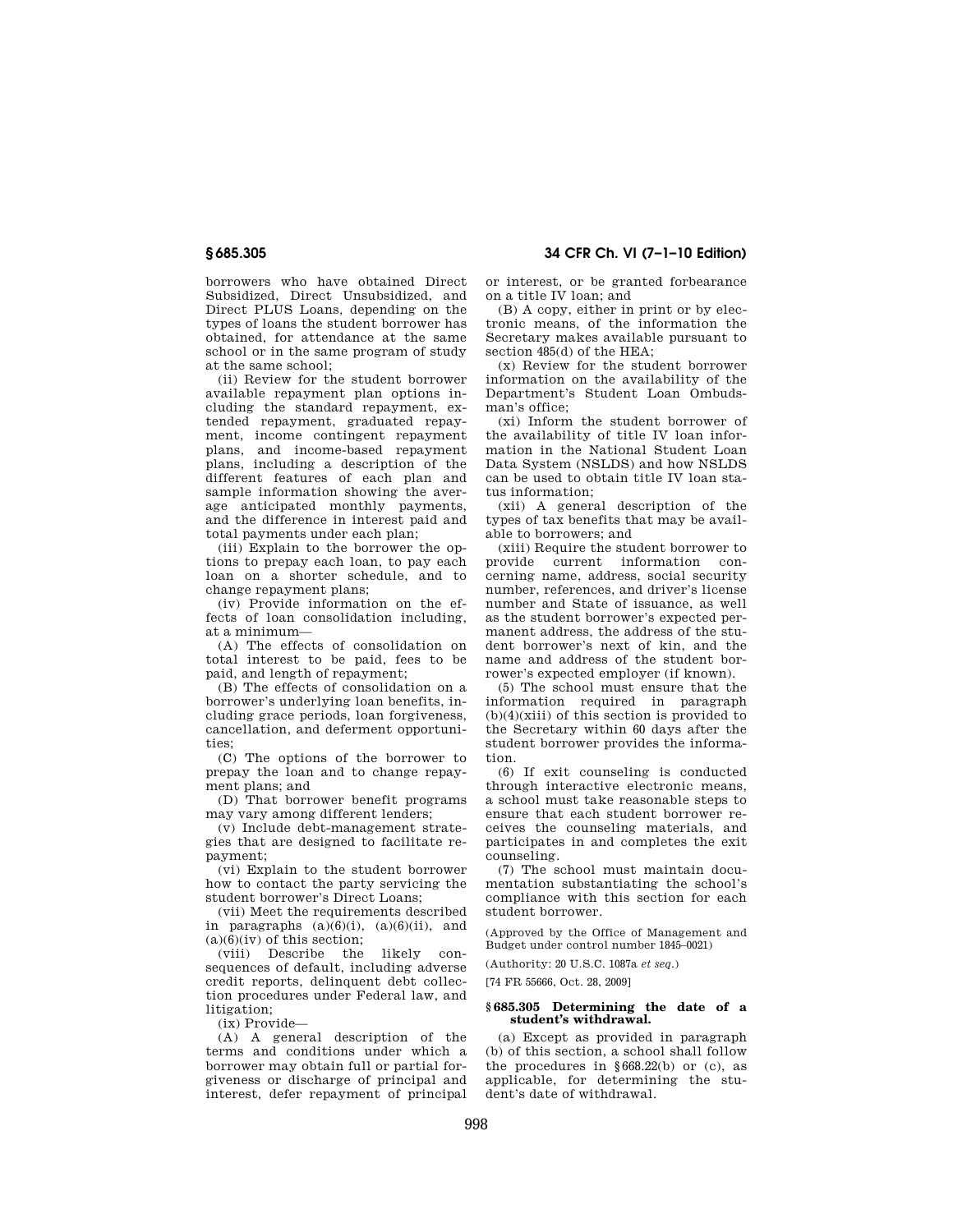borrowers who have obtained Direct Subsidized, Direct Unsubsidized, and Direct PLUS Loans, depending on the types of loans the student borrower has obtained, for attendance at the same school or in the same program of study at the same school;

(ii) Review for the student borrower available repayment plan options including the standard repayment, extended repayment, graduated repayment, income contingent repayment plans, and income-based repayment plans, including a description of the different features of each plan and sample information showing the average anticipated monthly payments, and the difference in interest paid and total payments under each plan;

(iii) Explain to the borrower the options to prepay each loan, to pay each loan on a shorter schedule, and to change repayment plans;

(iv) Provide information on the effects of loan consolidation including, at a minimum—

(A) The effects of consolidation on total interest to be paid, fees to be paid, and length of repayment;

(B) The effects of consolidation on a borrower's underlying loan benefits, including grace periods, loan forgiveness, cancellation, and deferment opportunities;

(C) The options of the borrower to prepay the loan and to change repayment plans; and

(D) That borrower benefit programs may vary among different lenders;

(v) Include debt-management strategies that are designed to facilitate repayment;

(vi) Explain to the student borrower how to contact the party servicing the student borrower's Direct Loans;

(vii) Meet the requirements described in paragraphs (a)(6)(i), (a)(6)(ii), and (a)(6)(iv) of this section;

(viii) Describe the likely consequences of default, including adverse credit reports, delinquent debt collection procedures under Federal law, and litigation;

(ix) Provide—

(A) A general description of the terms and conditions under which a borrower may obtain full or partial forgiveness or discharge of principal and interest, defer repayment of principal or interest, or be granted forbearance on a title IV loan; and

(B) A copy, either in print or by electronic means, of the information the Secretary makes available pursuant to section 485(d) of the HEA;

(x) Review for the student borrower information on the availability of the Department's Student Loan Ombudsman's office;

(xi) Inform the student borrower of the availability of title IV loan information in the National Student Loan Data System (NSLDS) and how NSLDS can be used to obtain title IV loan status information;

(xii) A general description of the types of tax benefits that may be available to borrowers; and

(xiii) Require the student borrower to provide current information concerning name, address, social security number, references, and driver's license number and State of issuance, as well as the student borrower's expected permanent address, the address of the student borrower's next of kin, and the name and address of the student borrower's expected employer (if known).

(5) The school must ensure that the information required in paragraph (b)(4)(xiii) of this section is provided to the Secretary within 60 days after the student borrower provides the information.

(6) If exit counseling is conducted through interactive electronic means, a school must take reasonable steps to ensure that each student borrower receives the counseling materials, and participates in and completes the exit counseling.

(7) The school must maintain documentation substantiating the school's compliance with this section for each student borrower.

(Approved by the Office of Management and Budget under control number 1845–0021)

(Authority: 20 U.S.C. 1087a *et seq.*)

[74 FR 55666, Oct. 28, 2009]

### § 685.305 Determining the date of a student's withdrawal.

(a) Except as provided in paragraph (b) of this section, a school shall follow the procedures in §668.22(b) or (c), as applicable, for determining the student's date of withdrawal.